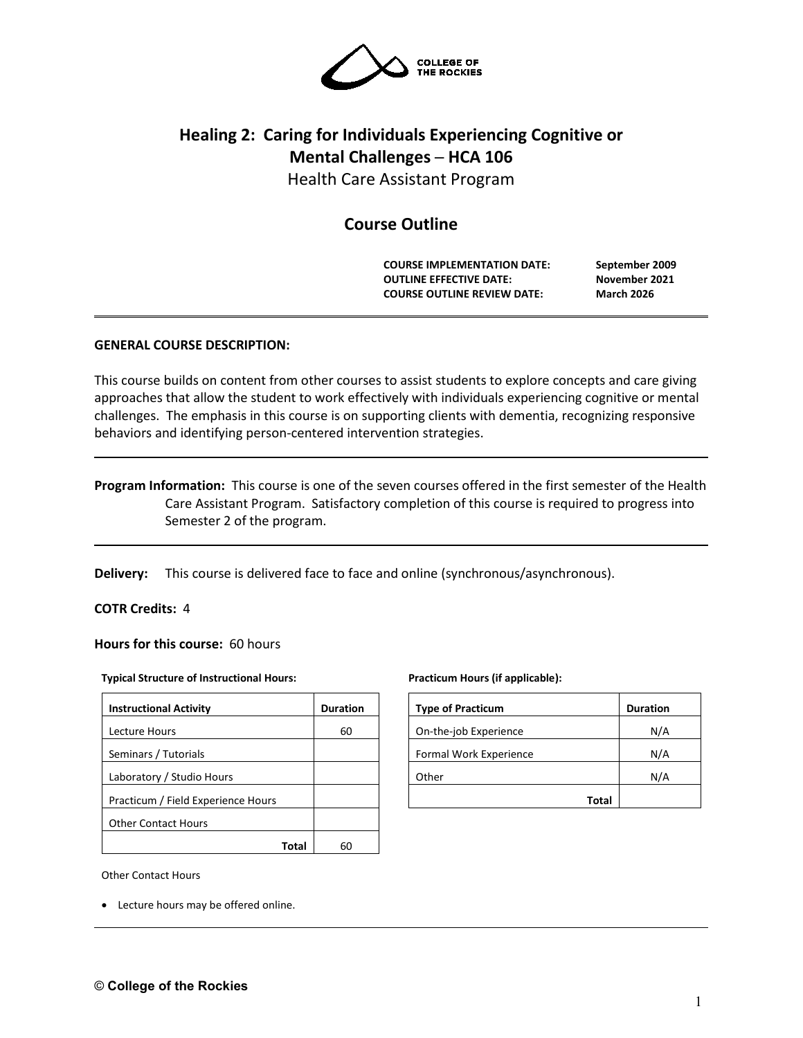COLLEGE OF THE ROCKIES

# Healing 2: Caring for Individuals Experiencing Cognitive or Mental Challenges – HCA 106

Health Care Assistant Program

## Course Outline

| | |
|---|---|
| **COURSE IMPLEMENTATION DATE:** | **September 2009** |
| **OUTLINE EFFECTIVE DATE:** | **November 2021** |
| **COURSE OUTLINE REVIEW DATE:** | **March 2026** |

**GENERAL COURSE DESCRIPTION:**

This course builds on content from other courses to assist students to explore concepts and care giving approaches that allow the student to work effectively with individuals experiencing cognitive or mental challenges. The emphasis in this course is on supporting clients with dementia, recognizing responsive behaviors and identifying person-centered intervention strategies.

---

**Program Information:** This course is one of the seven courses offered in the first semester of the Health Care Assistant Program. Satisfactory completion of this course is required to progress into Semester 2 of the program.

---

**Delivery:** This course is delivered face to face and online (synchronous/asynchronous).

**COTR Credits:** 4

**Hours for this course:** 60 hours

**Typical Structure of Instructional Hours:**

| Instructional Activity | Duration |
|---|---|
| Lecture Hours | 60 |
| Seminars / Tutorials | |
| Laboratory / Studio Hours | |
| Practicum / Field Experience Hours | |
| Other Contact Hours | |
| **Total** | 60 |

**Practicum Hours (if applicable):**

| Type of Practicum | Duration |
|---|---|
| On-the-job Experience | N/A |
| Formal Work Experience | N/A |
| Other | N/A |
| **Total** | |

Other Contact Hours

- Lecture hours may be offered online.

---

**© College of the Rockies**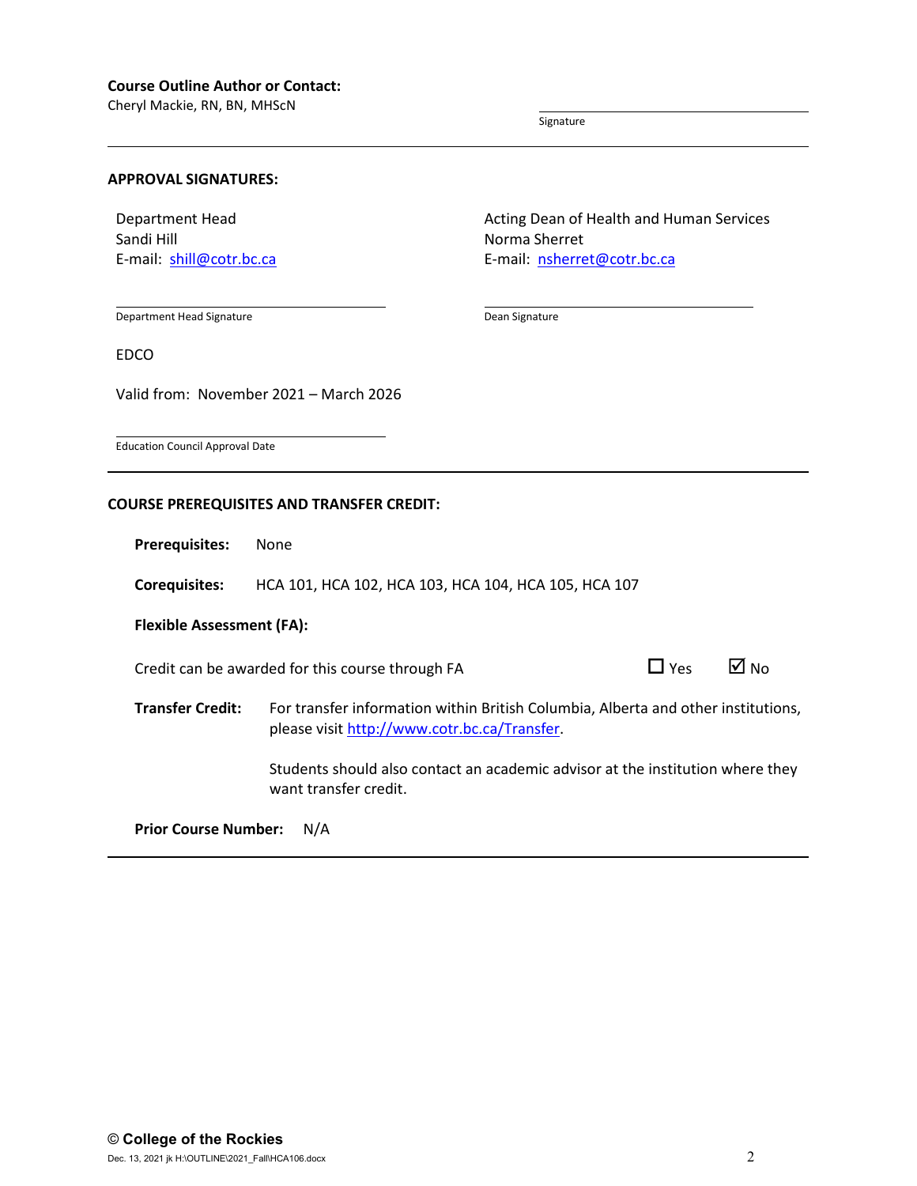**Course Outline Author or Contact:**
Cheryl Mackie, RN, BN, MHScN

Signature

---

**APPROVAL SIGNATURES:**

Department Head
Sandi Hill
E-mail: shill@cotr.bc.ca

Department Head Signature

Acting Dean of Health and Human Services
Norma Sherret
E-mail: nsherret@cotr.bc.ca

Dean Signature

EDCO

Valid from: November 2021 – March 2026

Education Council Approval Date

---

**COURSE PREREQUISITES AND TRANSFER CREDIT:**

**Prerequisites:** None

**Corequisites:** HCA 101, HCA 102, HCA 103, HCA 104, HCA 105, HCA 107

**Flexible Assessment (FA):**

Credit can be awarded for this course through FA ☐ Yes ☑ No

**Transfer Credit:** For transfer information within British Columbia, Alberta and other institutions, please visit http://www.cotr.bc.ca/Transfer.

Students should also contact an academic advisor at the institution where they want transfer credit.

**Prior Course Number:** N/A

---

© College of the Rockies

Dec. 13, 2021 jk H:\OUTLINE\2021_Fall\HCA106.docx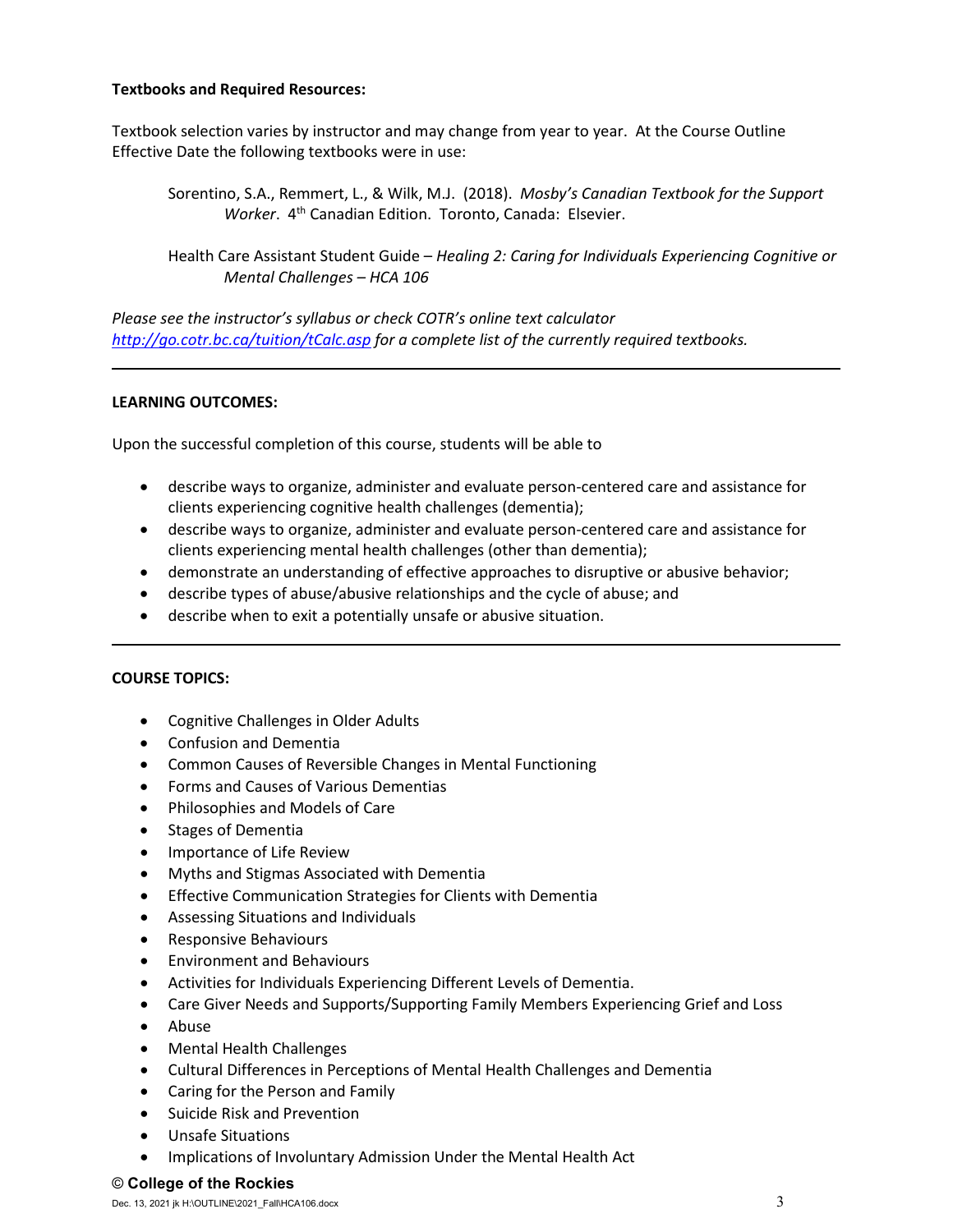**Textbooks and Required Resources:**

Textbook selection varies by instructor and may change from year to year. At the Course Outline Effective Date the following textbooks were in use:

> Sorentino, S.A., Remmert, L., & Wilk, M.J. (2018). *Mosby's Canadian Textbook for the Support Worker*. 4th Canadian Edition. Toronto, Canada: Elsevier.
>
> Health Care Assistant Student Guide – *Healing 2: Caring for Individuals Experiencing Cognitive or Mental Challenges – HCA 106*

*Please see the instructor's syllabus or check COTR's online text calculator [http://go.cotr.bc.ca/tuition/tCalc.asp](http://go.cotr.bc.ca/tuition/tCalc.asp) for a complete list of the currently required textbooks.*

---

**LEARNING OUTCOMES:**

Upon the successful completion of this course, students will be able to

- describe ways to organize, administer and evaluate person-centered care and assistance for clients experiencing cognitive health challenges (dementia);
- describe ways to organize, administer and evaluate person-centered care and assistance for clients experiencing mental health challenges (other than dementia);
- demonstrate an understanding of effective approaches to disruptive or abusive behavior;
- describe types of abuse/abusive relationships and the cycle of abuse; and
- describe when to exit a potentially unsafe or abusive situation.

---

**COURSE TOPICS:**

- Cognitive Challenges in Older Adults
- Confusion and Dementia
- Common Causes of Reversible Changes in Mental Functioning
- Forms and Causes of Various Dementias
- Philosophies and Models of Care
- Stages of Dementia
- Importance of Life Review
- Myths and Stigmas Associated with Dementia
- Effective Communication Strategies for Clients with Dementia
- Assessing Situations and Individuals
- Responsive Behaviours
- Environment and Behaviours
- Activities for Individuals Experiencing Different Levels of Dementia.
- Care Giver Needs and Supports/Supporting Family Members Experiencing Grief and Loss
- Abuse
- Mental Health Challenges
- Cultural Differences in Perceptions of Mental Health Challenges and Dementia
- Caring for the Person and Family
- Suicide Risk and Prevention
- Unsafe Situations
- Implications of Involuntary Admission Under the Mental Health Act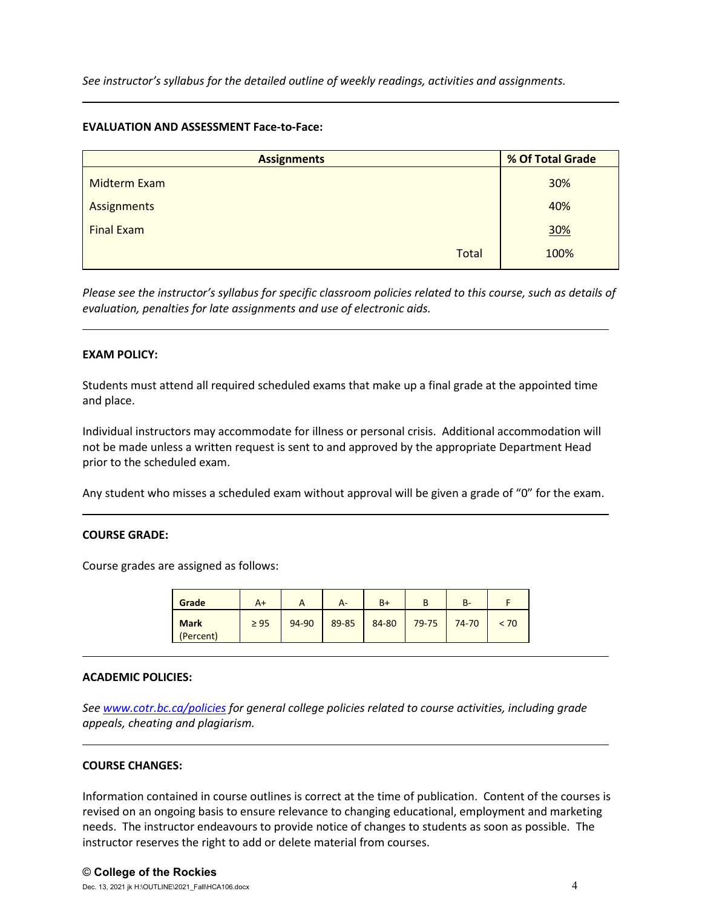*See instructor's syllabus for the detailed outline of weekly readings, activities and assignments.*

---

**EVALUATION AND ASSESSMENT Face-to-Face:**

| Assignments | % Of Total Grade |
|---|---|
| Midterm Exam | 30% |
| Assignments | 40% |
| Final Exam | 30% |
| Total | 100% |

*Please see the instructor's syllabus for specific classroom policies related to this course, such as details of evaluation, penalties for late assignments and use of electronic aids.*

---

**EXAM POLICY:**

Students must attend all required scheduled exams that make up a final grade at the appointed time and place.

Individual instructors may accommodate for illness or personal crisis. Additional accommodation will not be made unless a written request is sent to and approved by the appropriate Department Head prior to the scheduled exam.

Any student who misses a scheduled exam without approval will be given a grade of "0" for the exam.

---

**COURSE GRADE:**

Course grades are assigned as follows:

| Grade | A+ | A | A- | B+ | B | B- | F |
|---|---|---|---|---|---|---|---|
| **Mark** (Percent) | ≥ 95 | 94-90 | 89-85 | 84-80 | 79-75 | 74-70 | < 70 |

---

**ACADEMIC POLICIES:**

*See www.cotr.bc.ca/policies for general college policies related to course activities, including grade appeals, cheating and plagiarism.*

---

**COURSE CHANGES:**

Information contained in course outlines is correct at the time of publication. Content of the courses is revised on an ongoing basis to ensure relevance to changing educational, employment and marketing needs. The instructor endeavours to provide notice of changes to students as soon as possible. The instructor reserves the right to add or delete material from courses.